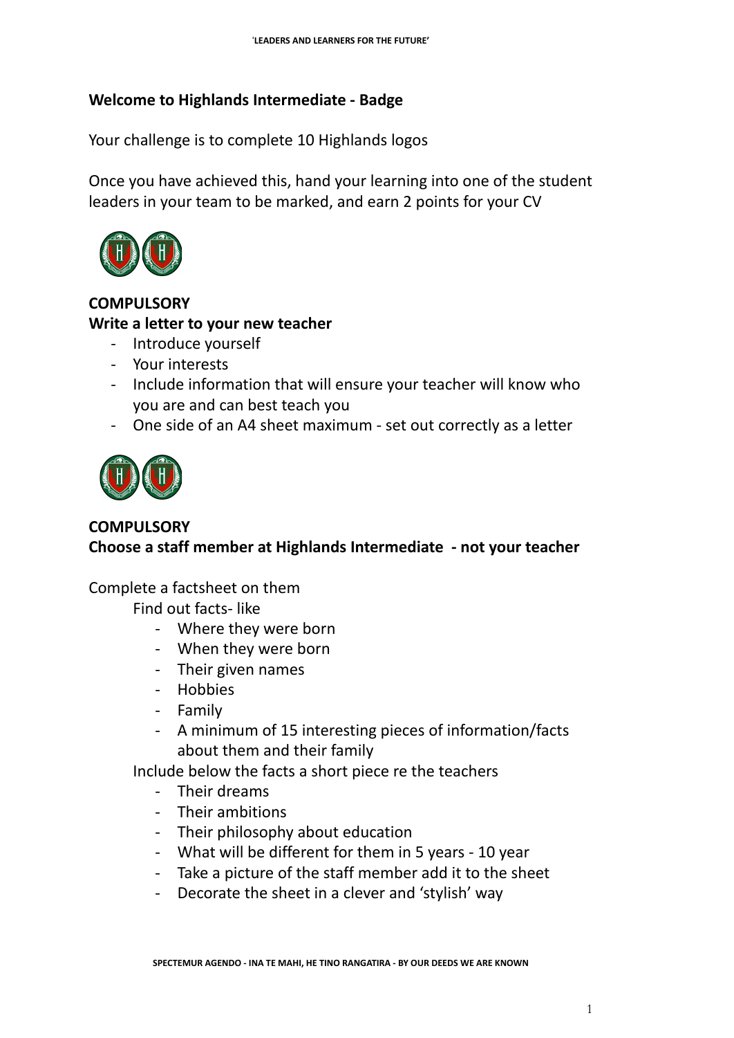**Welcome to Highlands Intermediate - Badge**

Your challenge is to complete 10 Highlands logos

Once you have achieved this, hand your learning into one of the student leaders in your team to be marked, and earn 2 points for your CV

**COMPULSORY**
**Write a letter to your new teacher**

- Introduce yourself
- Your interests
- Include information that will ensure your teacher will know who you are and can best teach you
- One side of an A4 sheet maximum - set out correctly as a letter

**COMPULSORY**
**Choose a staff member at Highlands Intermediate - not your teacher**

Complete a factsheet on them

Find out facts- like

- Where they were born
- When they were born
- Their given names
- Hobbies
- Family
- A minimum of 15 interesting pieces of information/facts about them and their family

Include below the facts a short piece re the teachers

- Their dreams
- Their ambitions
- Their philosophy about education
- What will be different for them in 5 years - 10 year
- Take a picture of the staff member add it to the sheet
- Decorate the sheet in a clever and 'stylish' way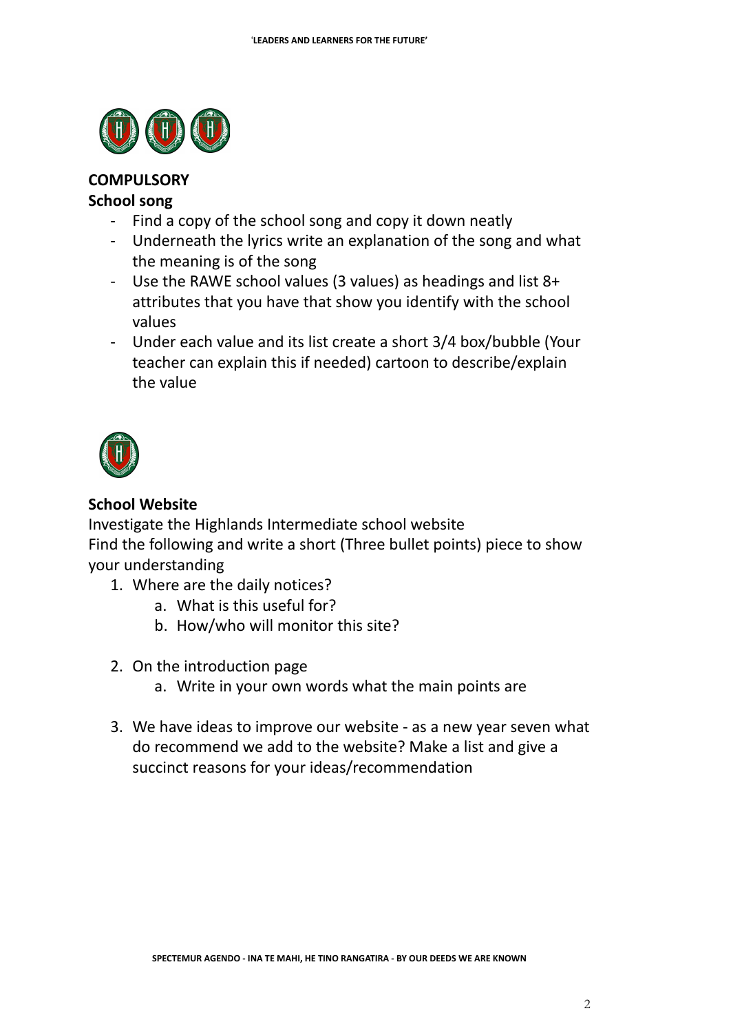**COMPULSORY**

**School song**

- Find a copy of the school song and copy it down neatly
- Underneath the lyrics write an explanation of the song and what the meaning is of the song
- Use the RAWE school values (3 values) as headings and list 8+ attributes that you have that show you identify with the school values
- Under each value and its list create a short 3/4 box/bubble (Your teacher can explain this if needed) cartoon to describe/explain the value

**School Website**

Investigate the Highlands Intermediate school website

Find the following and write a short (Three bullet points) piece to show your understanding

1. Where are the daily notices?
   a. What is this useful for?
   b. How/who will monitor this site?

2. On the introduction page
   a. Write in your own words what the main points are

3. We have ideas to improve our website - as a new year seven what do recommend we add to the website? Make a list and give a succinct reasons for your ideas/recommendation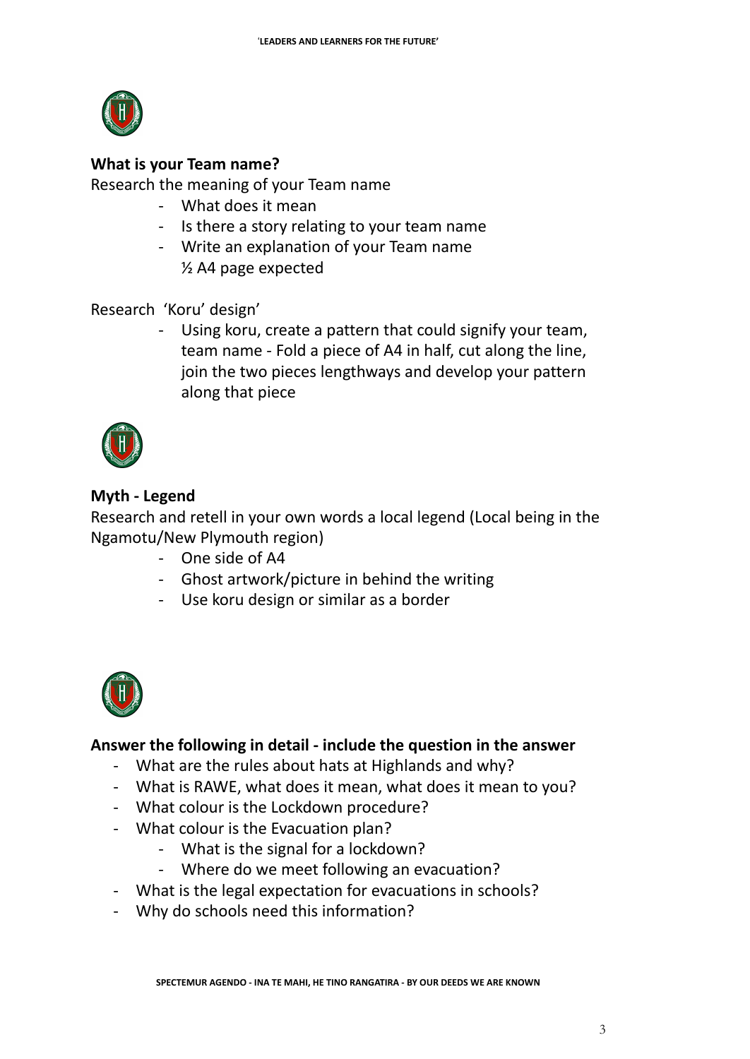**What is your Team name?**

Research the meaning of your Team name

- What does it mean
- Is there a story relating to your team name
- Write an explanation of your Team name
  ½ A4 page expected

Research 'Koru' design'

- Using koru, create a pattern that could signify your team, team name - Fold a piece of A4 in half, cut along the line, join the two pieces lengthways and develop your pattern along that piece

**Myth - Legend**

Research and retell in your own words a local legend (Local being in the Ngamotu/New Plymouth region)

- One side of A4
- Ghost artwork/picture in behind the writing
- Use koru design or similar as a border

**Answer the following in detail - include the question in the answer**

- What are the rules about hats at Highlands and why?
- What is RAWE, what does it mean, what does it mean to you?
- What colour is the Lockdown procedure?
- What colour is the Evacuation plan?
  - What is the signal for a lockdown?
  - Where do we meet following an evacuation?
- What is the legal expectation for evacuations in schools?
- Why do schools need this information?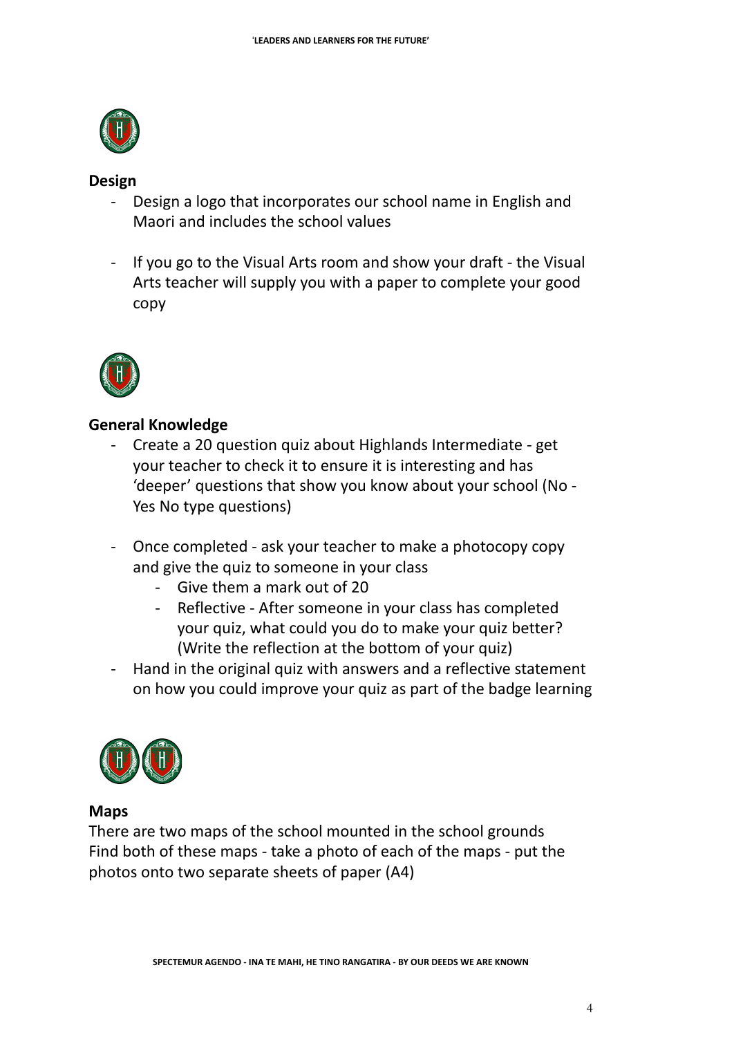**Design**

- Design a logo that incorporates our school name in English and Maori and includes the school values
- If you go to the Visual Arts room and show your draft - the Visual Arts teacher will supply you with a paper to complete your good copy

**General Knowledge**

- Create a 20 question quiz about Highlands Intermediate - get your teacher to check it to ensure it is interesting and has 'deeper' questions that show you know about your school (No - Yes No type questions)
- Once completed - ask your teacher to make a photocopy copy and give the quiz to someone in your class
  - Give them a mark out of 20
  - Reflective - After someone in your class has completed your quiz, what could you do to make your quiz better? (Write the reflection at the bottom of your quiz)
- Hand in the original quiz with answers and a reflective statement on how you could improve your quiz as part of the badge learning

**Maps**

There are two maps of the school mounted in the school grounds
Find both of these maps - take a photo of each of the maps - put the photos onto two separate sheets of paper (A4)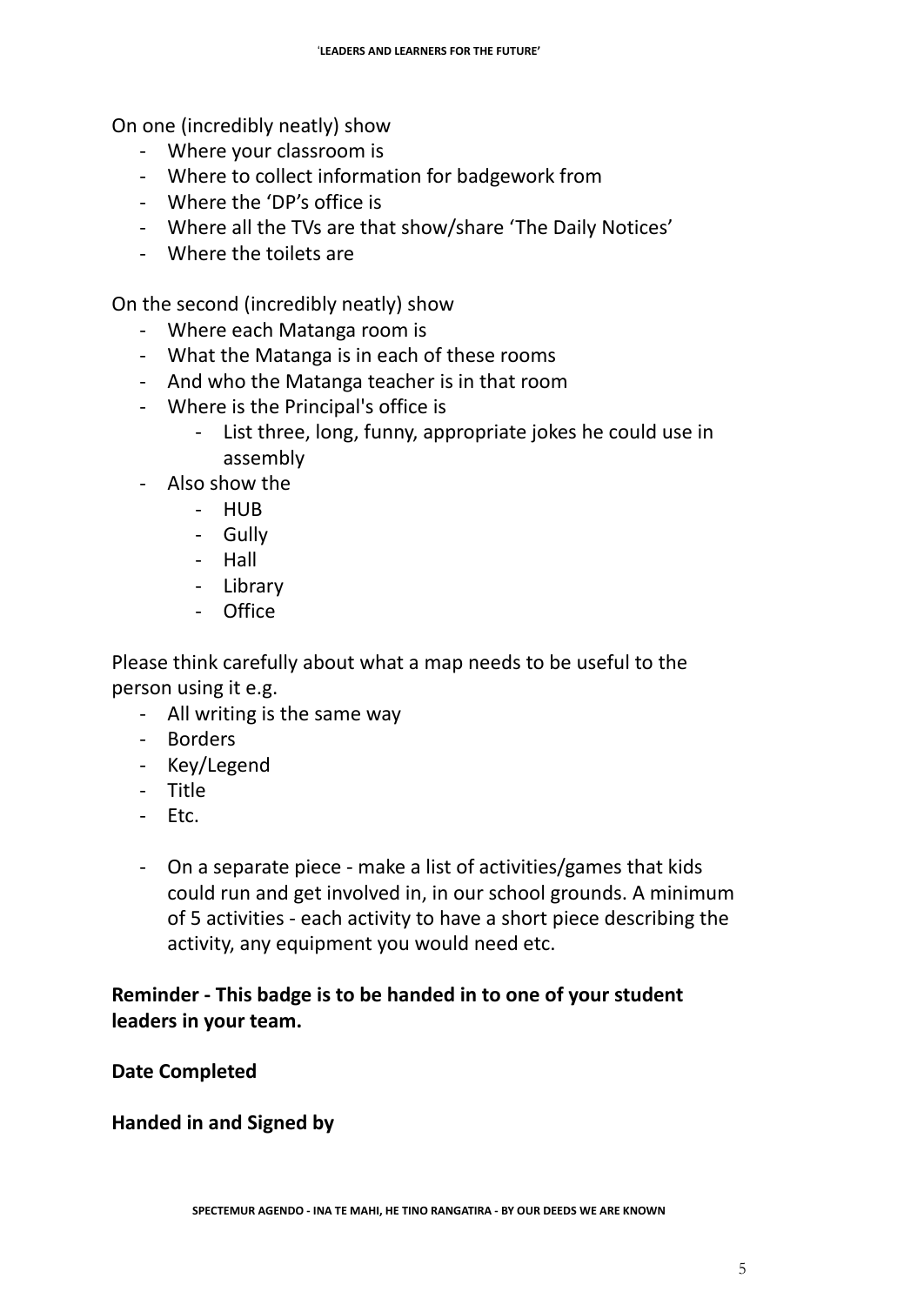On one (incredibly neatly) show

- Where your classroom is
- Where to collect information for badgework from
- Where the 'DP's office is
- Where all the TVs are that show/share 'The Daily Notices'
- Where the toilets are

On the second (incredibly neatly) show

- Where each Matanga room is
- What the Matanga is in each of these rooms
- And who the Matanga teacher is in that room
- Where is the Principal's office is
    - List three, long, funny, appropriate jokes he could use in assembly
- Also show the
    - HUB
    - Gully
    - Hall
    - Library
    - Office

Please think carefully about what a map needs to be useful to the person using it e.g.

- All writing is the same way
- Borders
- Key/Legend
- Title
- Etc.

- On a separate piece - make a list of activities/games that kids could run and get involved in, in our school grounds. A minimum of 5 activities - each activity to have a short piece describing the activity, any equipment you would need etc.

**Reminder - This badge is to be handed in to one of your student leaders in your team.**

**Date Completed**

**Handed in and Signed by**